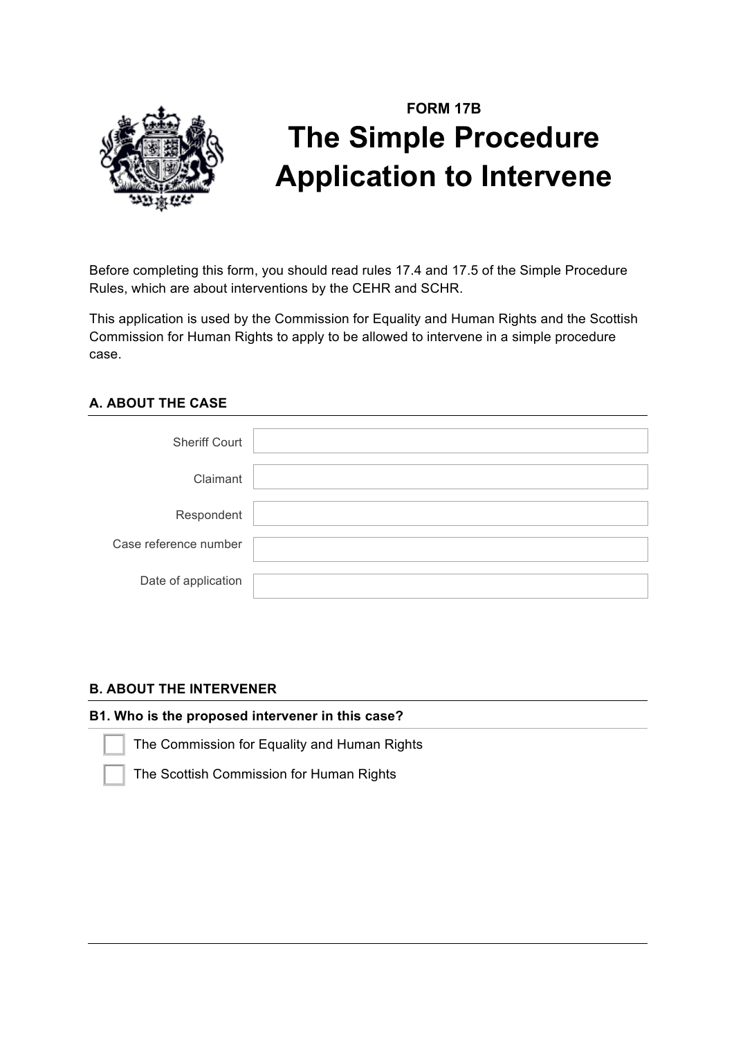**FORM 17B**

# The Simple Procedure Application to Intervene

Before completing this form, you should read rules 17.4 and 17.5 of the Simple Procedure Rules, which are about interventions by the CEHR and SCHR.

This application is used by the Commission for Equality and Human Rights and the Scottish Commission for Human Rights to apply to be allowed to intervene in a simple procedure case.

## A. ABOUT THE CASE

| | |
|---|---|
| Sheriff Court | |
| Claimant | |
| Respondent | |
| Case reference number | |
| Date of application | |

## B. ABOUT THE INTERVENER

**B1. Who is the proposed intervener in this case?**

- ☐ The Commission for Equality and Human Rights
- ☐ The Scottish Commission for Human Rights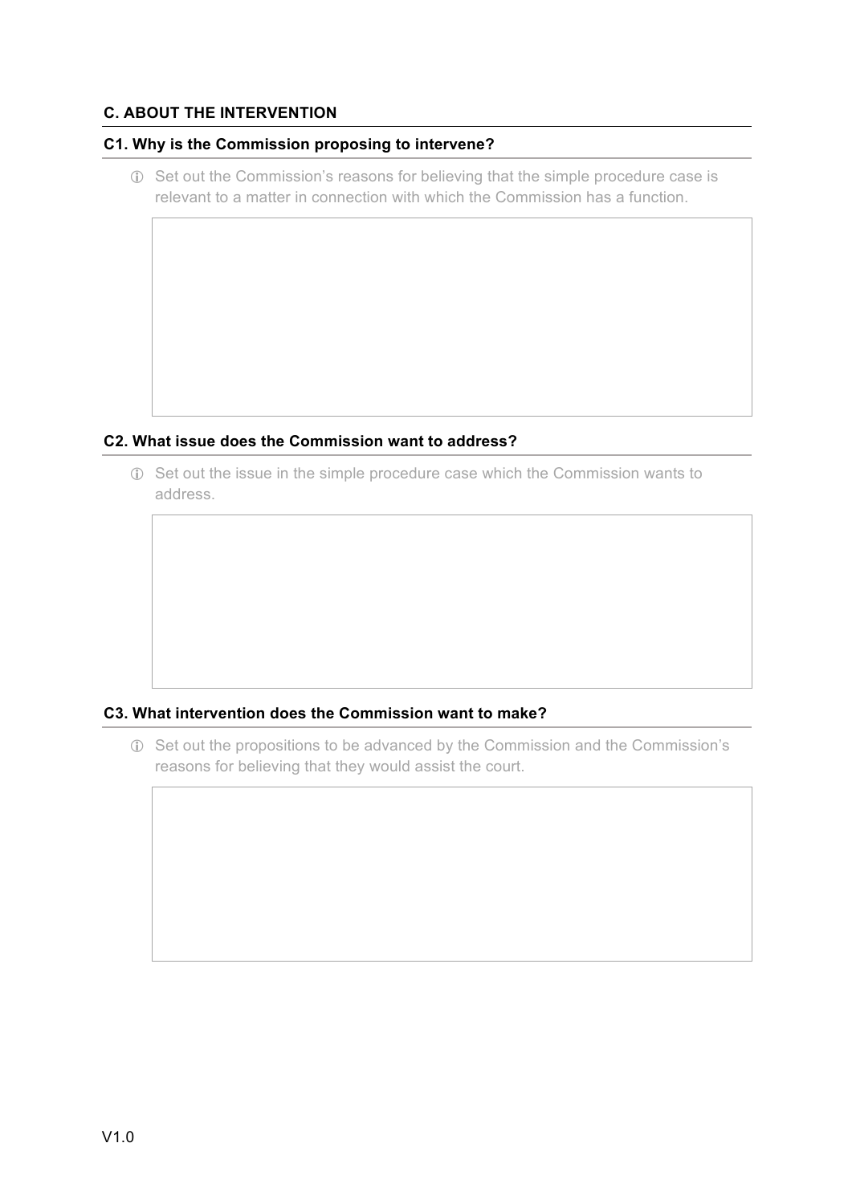## C. ABOUT THE INTERVENTION

### C1. Why is the Commission proposing to intervene?

ⓘ Set out the Commission's reasons for believing that the simple procedure case is relevant to a matter in connection with which the Commission has a function.

### C2. What issue does the Commission want to address?

ⓘ Set out the issue in the simple procedure case which the Commission wants to address.

### C3. What intervention does the Commission want to make?

ⓘ Set out the propositions to be advanced by the Commission and the Commission's reasons for believing that they would assist the court.

V1.0